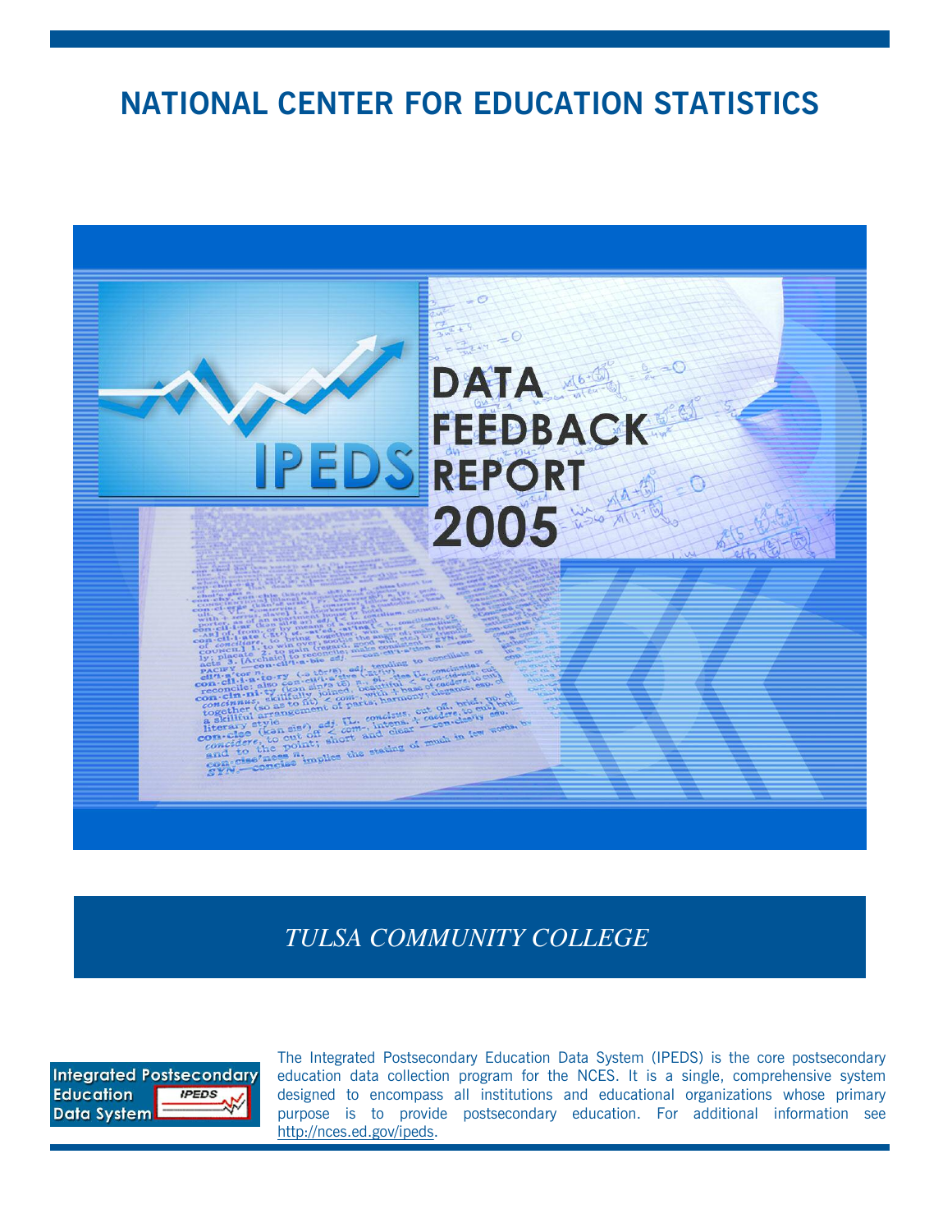# NATIONAL CENTER FOR EDUCATION STATISTICS

IPEDS DATA FEEDBACK REPORT 2005

*TULSA COMMUNITY COLLEGE*

Integrated Postsecondary Education Data System

The Integrated Postsecondary Education Data System (IPEDS) is the core postsecondary education data collection program for the NCES. It is a single, comprehensive system designed to encompass all institutions and educational organizations whose primary purpose is to provide postsecondary education. For additional information see http://nces.ed.gov/ipeds.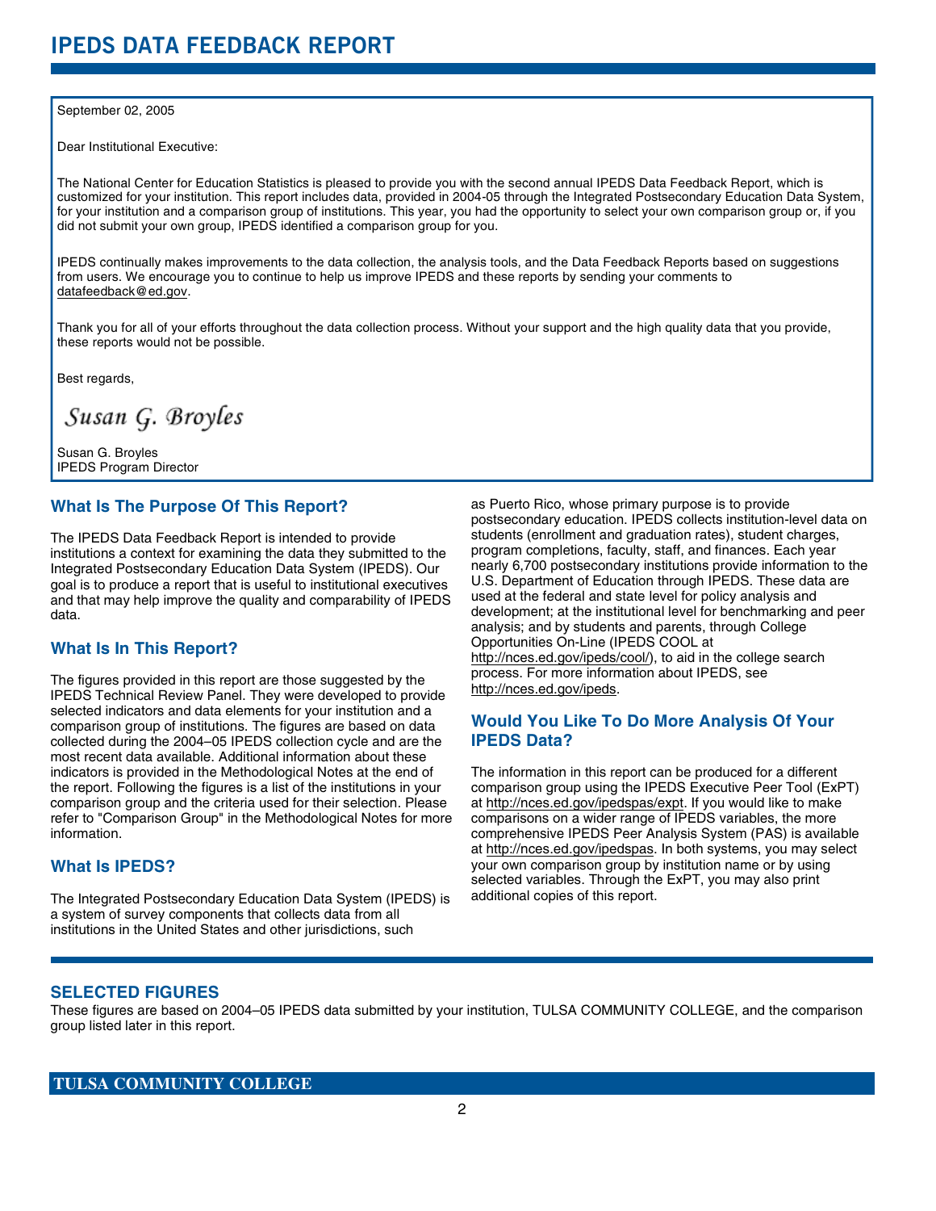# IPEDS DATA FEEDBACK REPORT

September 02, 2005

Dear Institutional Executive:

The National Center for Education Statistics is pleased to provide you with the second annual IPEDS Data Feedback Report, which is customized for your institution. This report includes data, provided in 2004-05 through the Integrated Postsecondary Education Data System, for your institution and a comparison group of institutions. This year, you had the opportunity to select your own comparison group or, if you did not submit your own group, IPEDS identified a comparison group for you.

IPEDS continually makes improvements to the data collection, the analysis tools, and the Data Feedback Reports based on suggestions from users. We encourage you to continue to help us improve IPEDS and these reports by sending your comments to datafeedback@ed.gov.

Thank you for all of your efforts throughout the data collection process. Without your support and the high quality data that you provide, these reports would not be possible.

Best regards,

*Susan G. Broyles*

Susan G. Broyles
IPEDS Program Director

## What Is The Purpose Of This Report?

The IPEDS Data Feedback Report is intended to provide institutions a context for examining the data they submitted to the Integrated Postsecondary Education Data System (IPEDS). Our goal is to produce a report that is useful to institutional executives and that may help improve the quality and comparability of IPEDS data.

## What Is In This Report?

The figures provided in this report are those suggested by the IPEDS Technical Review Panel. They were developed to provide selected indicators and data elements for your institution and a comparison group of institutions. The figures are based on data collected during the 2004–05 IPEDS collection cycle and are the most recent data available. Additional information about these indicators is provided in the Methodological Notes at the end of the report. Following the figures is a list of the institutions in your comparison group and the criteria used for their selection. Please refer to "Comparison Group" in the Methodological Notes for more information.

## What Is IPEDS?

The Integrated Postsecondary Education Data System (IPEDS) is a system of survey components that collects data from all institutions in the United States and other jurisdictions, such as Puerto Rico, whose primary purpose is to provide postsecondary education. IPEDS collects institution-level data on students (enrollment and graduation rates), student charges, program completions, faculty, staff, and finances. Each year nearly 6,700 postsecondary institutions provide information to the U.S. Department of Education through IPEDS. These data are used at the federal and state level for policy analysis and development; at the institutional level for benchmarking and peer analysis; and by students and parents, through College Opportunities On-Line (IPEDS COOL at http://nces.ed.gov/ipeds/cool/), to aid in the college search process. For more information about IPEDS, see http://nces.ed.gov/ipeds.

## Would You Like To Do More Analysis Of Your IPEDS Data?

The information in this report can be produced for a different comparison group using the IPEDS Executive Peer Tool (ExPT) at http://nces.ed.gov/ipedspas/expt. If you would like to make comparisons on a wider range of IPEDS variables, the more comprehensive IPEDS Peer Analysis System (PAS) is available at http://nces.ed.gov/ipedspas. In both systems, you may select your own comparison group by institution name or by using selected variables. Through the ExPT, you may also print additional copies of this report.

## SELECTED FIGURES

These figures are based on 2004–05 IPEDS data submitted by your institution, TULSA COMMUNITY COLLEGE, and the comparison group listed later in this report.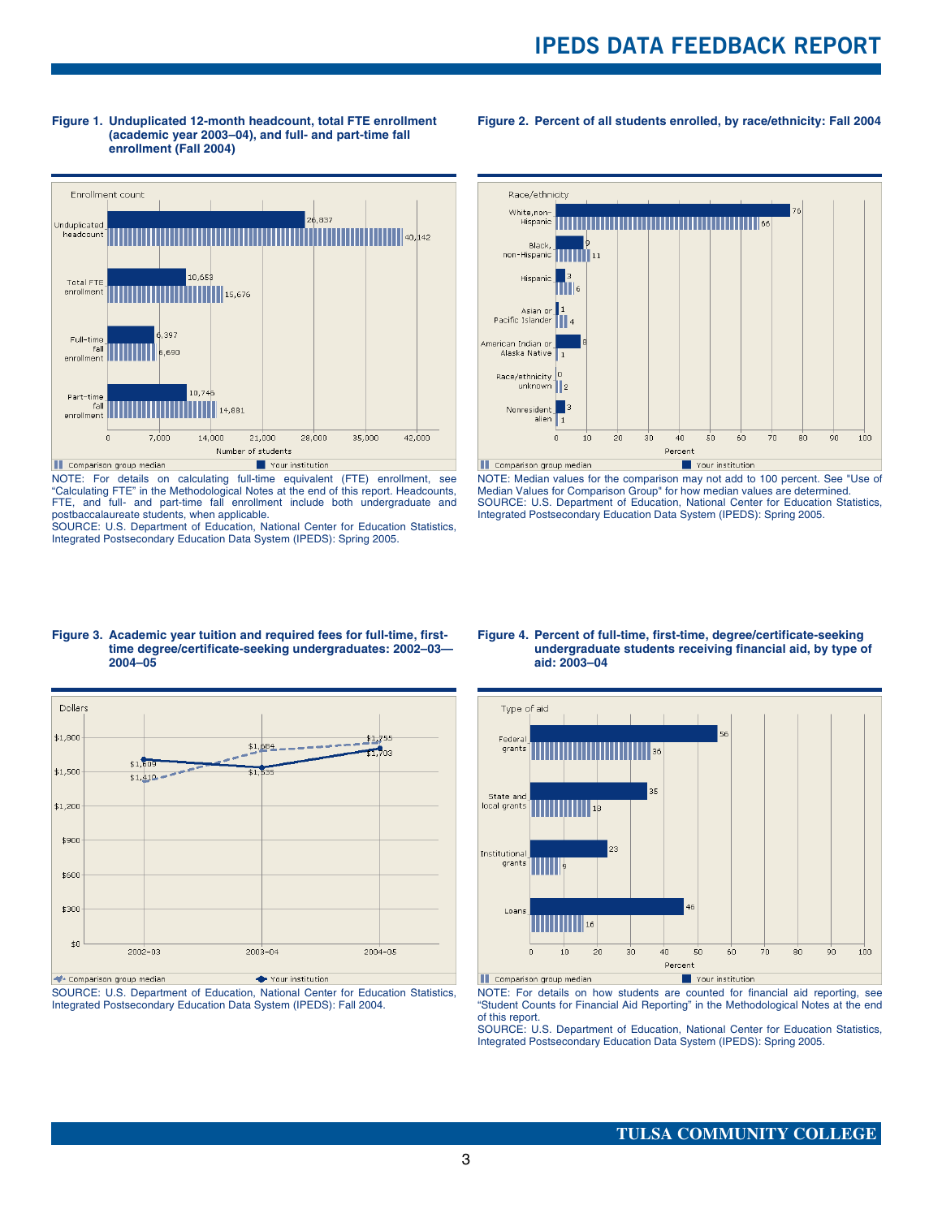**Figure 1. Unduplicated 12-month headcount, total FTE enrollment (academic year 2003–04), and full- and part-time fall enrollment (Fall 2004)**

| Enrollment count | Your institution | Comparison group median |
|---|---|---|
| Unduplicated headcount | 26,837 | 40,142 |
| Total FTE enrollment | 10,653 | 15,676 |
| Full-time fall enrollment | 6,397 | 6,690 |
| Part-time fall enrollment | 10,745 | 14,881 |

NOTE: For details on calculating full-time equivalent (FTE) enrollment, see "Calculating FTE" in the Methodological Notes at the end of this report. Headcounts, FTE, and full- and part-time fall enrollment include both undergraduate and postbaccalaureate students, when applicable.
SOURCE: U.S. Department of Education, National Center for Education Statistics, Integrated Postsecondary Education Data System (IPEDS): Spring 2005.

**Figure 2. Percent of all students enrolled, by race/ethnicity: Fall 2004**

| Race/ethnicity | Your institution | Comparison group median |
|---|---|---|
| White, non-Hispanic | 76 | 66 |
| Black, non-Hispanic | 9 | 11 |
| Hispanic | 3 | 6 |
| Asian or Pacific Islander | 1 | 4 |
| American Indian or Alaska Native | 8 | 1 |
| Race/ethnicity unknown | 0 | 2 |
| Nonresident alien | 3 | 1 |

NOTE: Median values for the comparison may not add to 100 percent. See "Use of Median Values for Comparison Group" for how median values are determined.
SOURCE: U.S. Department of Education, National Center for Education Statistics, Integrated Postsecondary Education Data System (IPEDS): Spring 2005.

**Figure 3. Academic year tuition and required fees for full-time, first-time degree/certificate-seeking undergraduates: 2002–03—2004–05**

| Year | Your institution | Comparison group median |
|---|---|---|
| 2002–03 | $1,609 | $1,410 |
| 2003–04 | $1,535 | $1,684 |
| 2004–05 | $1,703 | $1,755 |

SOURCE: U.S. Department of Education, National Center for Education Statistics, Integrated Postsecondary Education Data System (IPEDS): Fall 2004.

**Figure 4. Percent of full-time, first-time, degree/certificate-seeking undergraduate students receiving financial aid, by type of aid: 2003–04**

| Type of aid | Your institution | Comparison group median |
|---|---|---|
| Federal grants | 56 | 36 |
| State and local grants | 35 | 18 |
| Institutional grants | 23 | 9 |
| Loans | 46 | 16 |

NOTE: For details on how students are counted for financial aid reporting, see "Student Counts for Financial Aid Reporting" in the Methodological Notes at the end of this report.
SOURCE: U.S. Department of Education, National Center for Education Statistics, Integrated Postsecondary Education Data System (IPEDS): Spring 2005.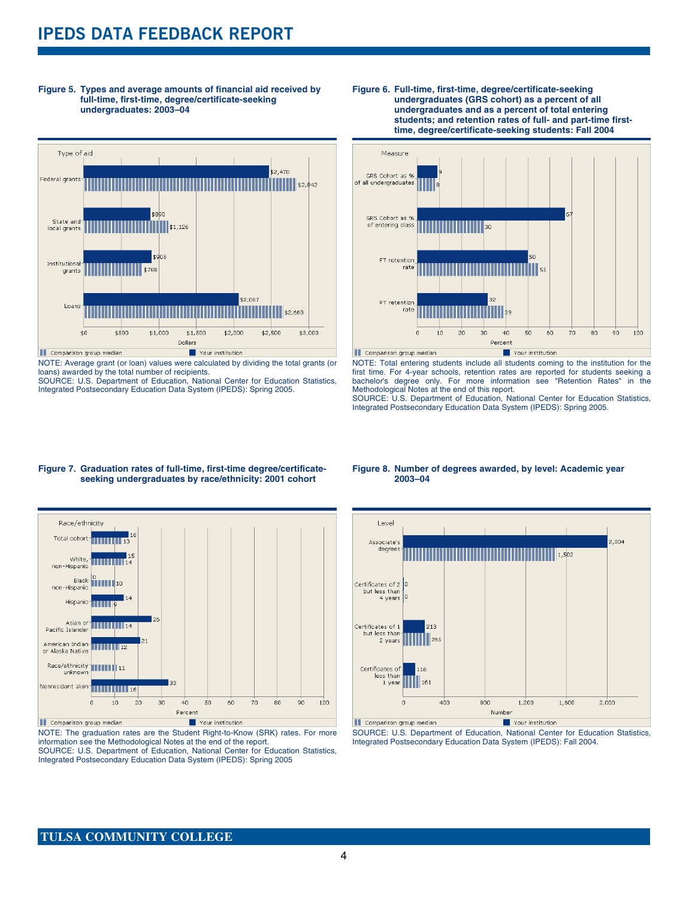# IPEDS DATA FEEDBACK REPORT

**Figure 5. Types and average amounts of financial aid received by full-time, first-time, degree/certificate-seeking undergraduates: 2003–04**

| Type of aid | Your institution | Comparison group median |
|---|---|---|
| Federal grants | $2,470 | $2,842 |
| State and local grants | $890 | $1,126 |
| Institutional grants | $905 | $788 |
| Loans | $2,067 | $2,660 |

NOTE: Average grant (or loan) values were calculated by dividing the total grants (or loans) awarded by the total number of recipients.
SOURCE: U.S. Department of Education, National Center for Education Statistics, Integrated Postsecondary Education Data System (IPEDS): Spring 2005.

**Figure 6. Full-time, first-time, degree/certificate-seeking undergraduates (GRS cohort) as a percent of all undergraduates and as a percent of total entering students; and retention rates of full- and part-time first-time, degree/certificate-seeking students: Fall 2004**

| Measure | Your institution | Comparison group median |
|---|---|---|
| GRS Cohort as % of all undergraduates | 9 | 8 |
| GRS Cohort as % of entering class | 67 | 30 |
| FT retention rate | 50 | 55 |
| PT retention rate | 32 | 39 |

NOTE: Total entering students include all students coming to the institution for the first time. For 4-year schools, retention rates are reported for students seeking a bachelor's degree only. For more information see "Retention Rates" in the Methodological Notes at the end of this report.
SOURCE: U.S. Department of Education, National Center for Education Statistics, Integrated Postsecondary Education Data System (IPEDS): Spring 2005.

**Figure 7. Graduation rates of full-time, first-time degree/certificate-seeking undergraduates by race/ethnicity: 2001 cohort**

| Race/ethnicity | Your institution | Comparison group median |
|---|---|---|
| Total cohort | 16 | 13 |
| White, non-Hispanic | 15 | 14 |
| Black non-Hispanic | 0 | 10 |
| Hispanic | 14 | 9 |
| Asian or Pacific Islander | 26 | 14 |
| American Indian or Alaska Native | 21 | 12 |
| Race/ethnicity unknown | | 11 |
| Nonresident alien | 33 | 16 |

NOTE: The graduation rates are the Student Right-to-Know (SRK) rates. For more information see the Methodological Notes at the end of the report.
SOURCE: U.S. Department of Education, National Center for Education Statistics, Integrated Postsecondary Education Data System (IPEDS): Spring 2005

**Figure 8. Number of degrees awarded, by level: Academic year 2003–04**

| Level | Your institution | Comparison group median |
|---|---|---|
| Associate's degrees | 2,004 | 1,502 |
| Certificates of 2 but less than 4 years | 0 | 0 |
| Certificates of 1 but less than 2 years | 213 | 265 |
| Certificates of less than 1 year | 116 | 161 |

SOURCE: U.S. Department of Education, National Center for Education Statistics, Integrated Postsecondary Education Data System (IPEDS): Fall 2004.

**TULSA COMMUNITY COLLEGE**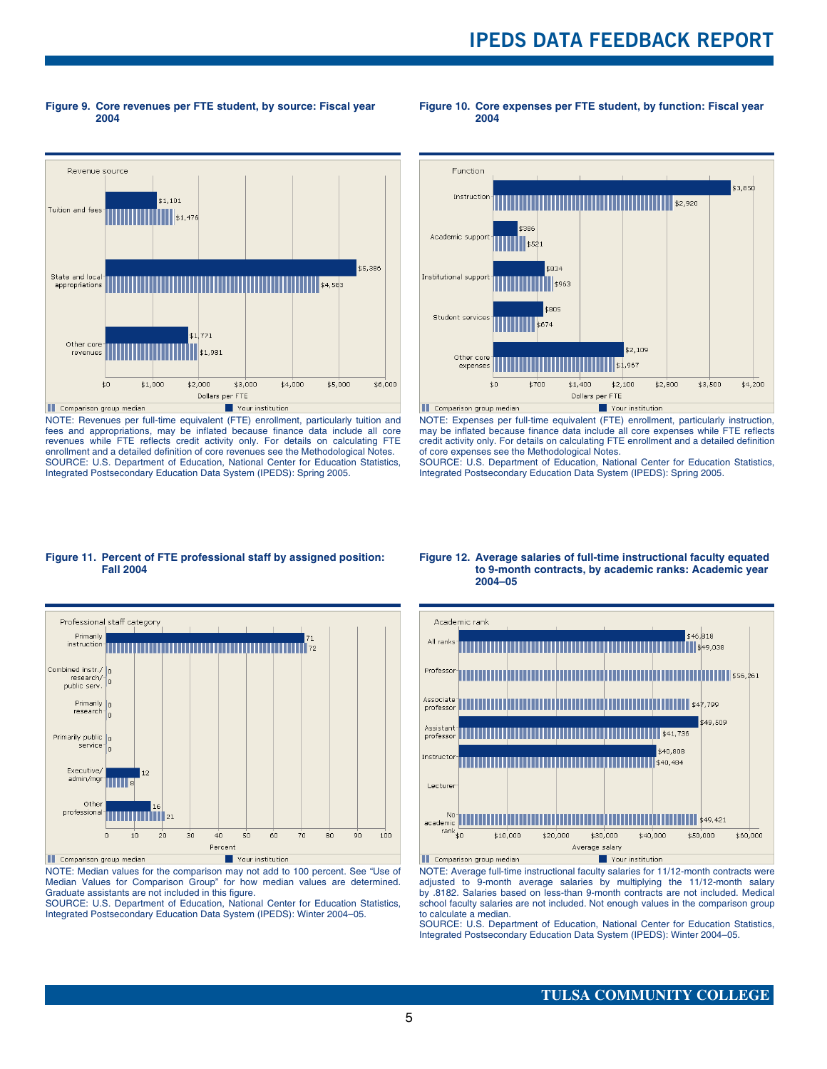**Figure 9. Core revenues per FTE student, by source: Fiscal year 2004**

| Revenue source | Your institution | Comparison group median |
|---|---|---|
| Tuition and fees | $1,101 | $1,476 |
| State and local appropriations | $5,386 | $4,563 |
| Other core revenues | $1,771 | $1,981 |

NOTE: Revenues per full-time equivalent (FTE) enrollment, particularly tuition and fees and appropriations, may be inflated because finance data include all core revenues while FTE reflects credit activity only. For details on calculating FTE enrollment and a detailed definition of core revenues see the Methodological Notes.
SOURCE: U.S. Department of Education, National Center for Education Statistics, Integrated Postsecondary Education Data System (IPEDS): Spring 2005.

**Figure 10. Core expenses per FTE student, by function: Fiscal year 2004**

| Function | Your institution | Comparison group median |
|---|---|---|
| Instruction | $3,850 | $2,920 |
| Academic support | $386 | $521 |
| Institutional support | $834 | $963 |
| Student services | $805 | $674 |
| Other core expenses | $2,109 | $1,967 |

NOTE: Expenses per full-time equivalent (FTE) enrollment, particularly instruction, may be inflated because finance data include all core expenses while FTE reflects credit activity only. For details on calculating FTE enrollment and a detailed definition of core expenses see the Methodological Notes.
SOURCE: U.S. Department of Education, National Center for Education Statistics, Integrated Postsecondary Education Data System (IPEDS): Spring 2005.

**Figure 11. Percent of FTE professional staff by assigned position: Fall 2004**

| Professional staff category | Your institution | Comparison group median |
|---|---|---|
| Primarily instruction | 71 | 72 |
| Combined instr./ research/ public serv. | 0 | 0 |
| Primarily research | 0 | 0 |
| Primarily public service | 0 | 0 |
| Executive/ admin/mgr | 12 | 8 |
| Other professional | 16 | 21 |

NOTE: Median values for the comparison may not add to 100 percent. See "Use of Median Values for Comparison Group" for how median values are determined. Graduate assistants are not included in this figure.
SOURCE: U.S. Department of Education, National Center for Education Statistics, Integrated Postsecondary Education Data System (IPEDS): Winter 2004–05.

**Figure 12. Average salaries of full-time instructional faculty equated to 9-month contracts, by academic ranks: Academic year 2004–05**

| Academic rank | Your institution | Comparison group median |
|---|---|---|
| All ranks | $46,818 | $49,038 |
| Professor | | $56,261 |
| Associate professor | | $47,799 |
| Assistant professor | $49,509 | $41,736 |
| Instructor | $40,808 | $40,484 |
| Lecturer | | |
| No academic rank | | $49,421 |

NOTE: Average full-time instructional faculty salaries for 11/12-month contracts were adjusted to 9-month average salaries by multiplying the 11/12-month salary by .8182. Salaries based on less-than 9-month contracts are not included. Medical school faculty salaries are not included. Not enough values in the comparison group to calculate a median.
SOURCE: U.S. Department of Education, National Center for Education Statistics, Integrated Postsecondary Education Data System (IPEDS): Winter 2004–05.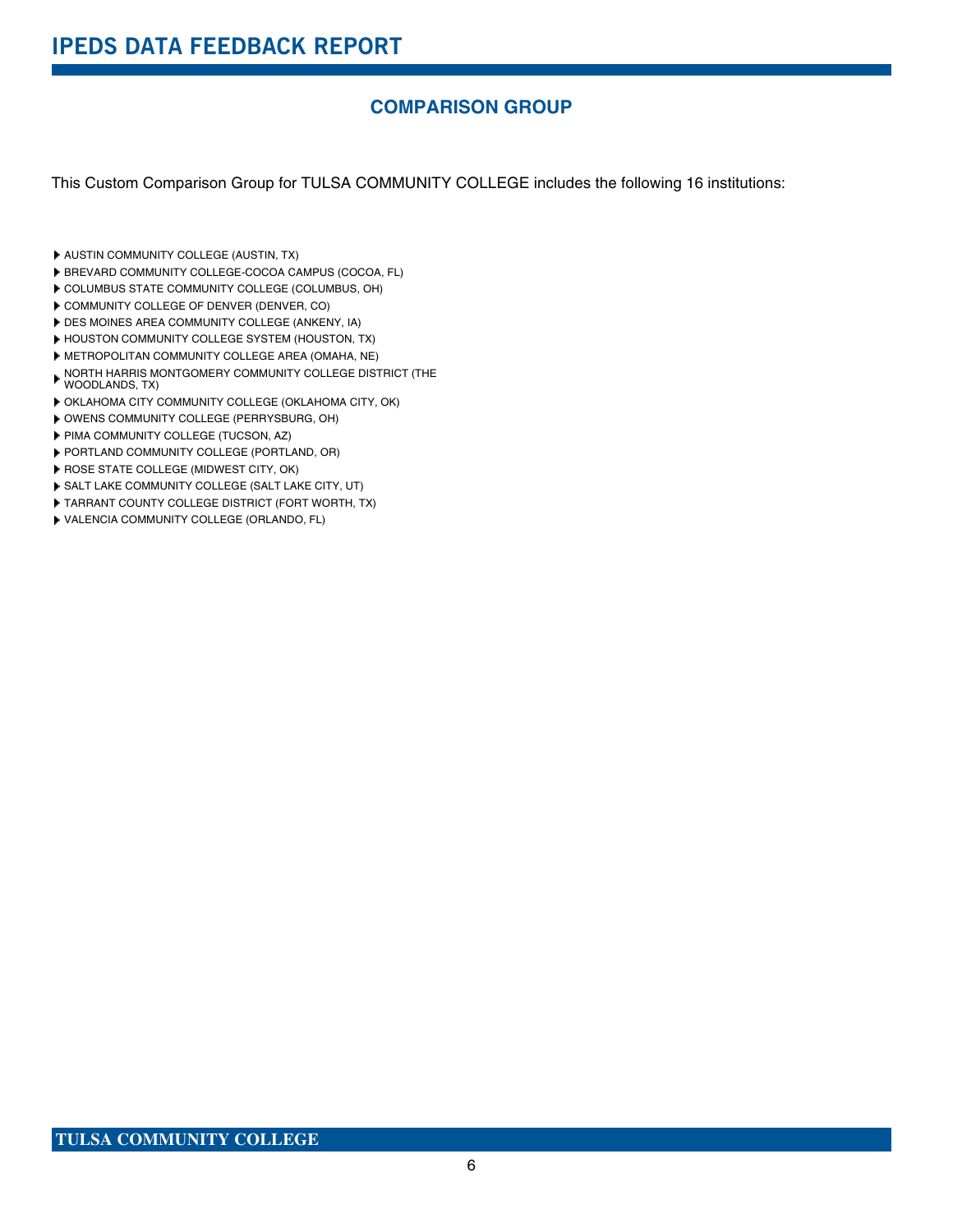## COMPARISON GROUP

This Custom Comparison Group for TULSA COMMUNITY COLLEGE includes the following 16 institutions:

- AUSTIN COMMUNITY COLLEGE (AUSTIN, TX)
- BREVARD COMMUNITY COLLEGE-COCOA CAMPUS (COCOA, FL)
- COLUMBUS STATE COMMUNITY COLLEGE (COLUMBUS, OH)
- COMMUNITY COLLEGE OF DENVER (DENVER, CO)
- DES MOINES AREA COMMUNITY COLLEGE (ANKENY, IA)
- HOUSTON COMMUNITY COLLEGE SYSTEM (HOUSTON, TX)
- METROPOLITAN COMMUNITY COLLEGE AREA (OMAHA, NE)
- NORTH HARRIS MONTGOMERY COMMUNITY COLLEGE DISTRICT (THE WOODLANDS, TX)
- OKLAHOMA CITY COMMUNITY COLLEGE (OKLAHOMA CITY, OK)
- OWENS COMMUNITY COLLEGE (PERRYSBURG, OH)
- PIMA COMMUNITY COLLEGE (TUCSON, AZ)
- PORTLAND COMMUNITY COLLEGE (PORTLAND, OR)
- ROSE STATE COLLEGE (MIDWEST CITY, OK)
- SALT LAKE COMMUNITY COLLEGE (SALT LAKE CITY, UT)
- TARRANT COUNTY COLLEGE DISTRICT (FORT WORTH, TX)
- VALENCIA COMMUNITY COLLEGE (ORLANDO, FL)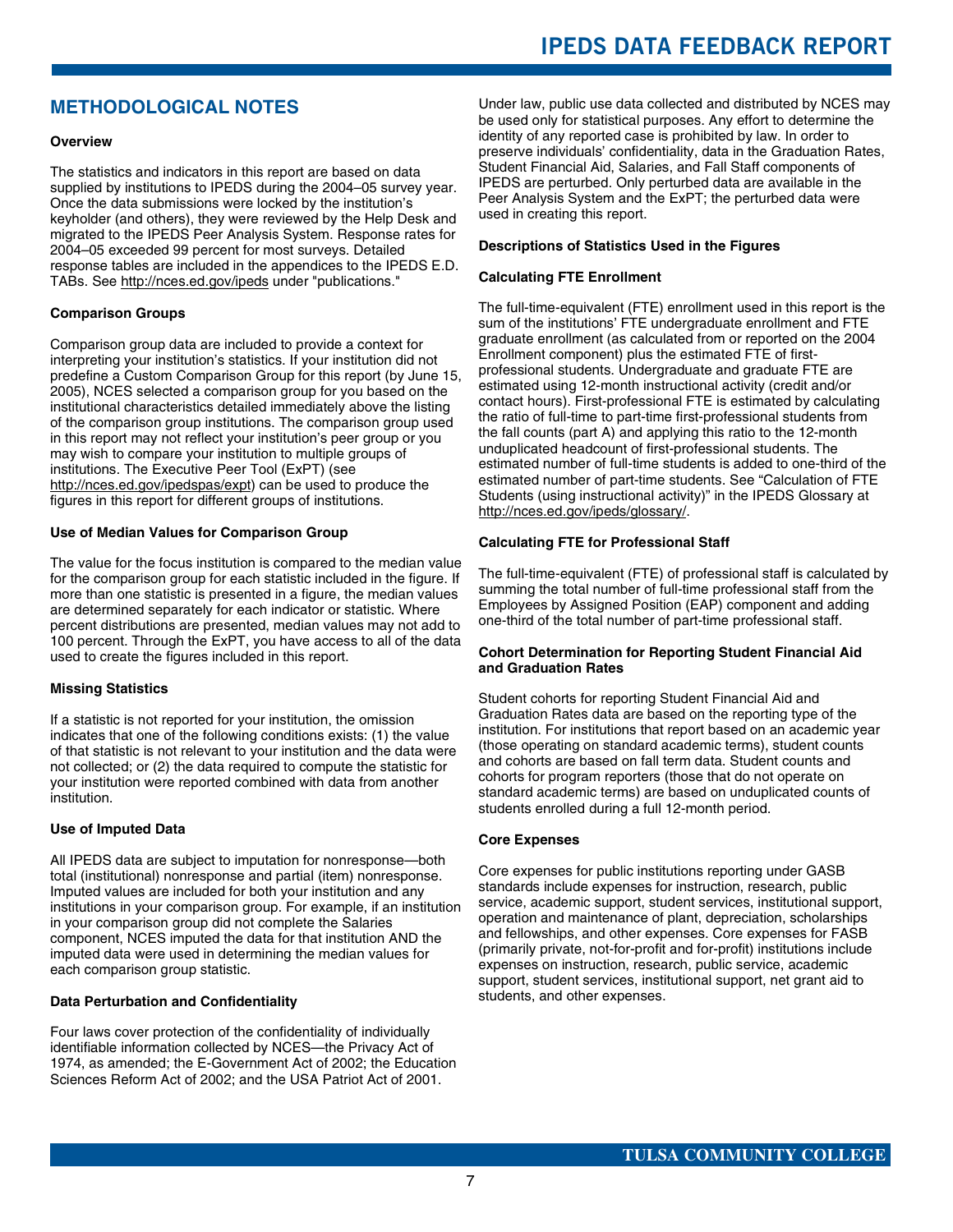# METHODOLOGICAL NOTES

### Overview

The statistics and indicators in this report are based on data supplied by institutions to IPEDS during the 2004–05 survey year. Once the data submissions were locked by the institution's keyholder (and others), they were reviewed by the Help Desk and migrated to the IPEDS Peer Analysis System. Response rates for 2004–05 exceeded 99 percent for most surveys. Detailed response tables are included in the appendices to the IPEDS E.D. TABs. See http://nces.ed.gov/ipeds under "publications."

### Comparison Groups

Comparison group data are included to provide a context for interpreting your institution's statistics. If your institution did not predefine a Custom Comparison Group for this report (by June 15, 2005), NCES selected a comparison group for you based on the institutional characteristics detailed immediately above the listing of the comparison group institutions. The comparison group used in this report may not reflect your institution's peer group or you may wish to compare your institution to multiple groups of institutions. The Executive Peer Tool (ExPT) (see http://nces.ed.gov/ipedspas/expt) can be used to produce the figures in this report for different groups of institutions.

### Use of Median Values for Comparison Group

The value for the focus institution is compared to the median value for the comparison group for each statistic included in the figure. If more than one statistic is presented in a figure, the median values are determined separately for each indicator or statistic. Where percent distributions are presented, median values may not add to 100 percent. Through the ExPT, you have access to all of the data used to create the figures included in this report.

### Missing Statistics

If a statistic is not reported for your institution, the omission indicates that one of the following conditions exists: (1) the value of that statistic is not relevant to your institution and the data were not collected; or (2) the data required to compute the statistic for your institution were reported combined with data from another institution.

### Use of Imputed Data

All IPEDS data are subject to imputation for nonresponse—both total (institutional) nonresponse and partial (item) nonresponse. Imputed values are included for both your institution and any institutions in your comparison group. For example, if an institution in your comparison group did not complete the Salaries component, NCES imputed the data for that institution AND the imputed data were used in determining the median values for each comparison group statistic.

### Data Perturbation and Confidentiality

Four laws cover protection of the confidentiality of individually identifiable information collected by NCES—the Privacy Act of 1974, as amended; the E-Government Act of 2002; the Education Sciences Reform Act of 2002; and the USA Patriot Act of 2001.

Under law, public use data collected and distributed by NCES may be used only for statistical purposes. Any effort to determine the identity of any reported case is prohibited by law. In order to preserve individuals' confidentiality, data in the Graduation Rates, Student Financial Aid, Salaries, and Fall Staff components of IPEDS are perturbed. Only perturbed data are available in the Peer Analysis System and the ExPT; the perturbed data were used in creating this report.

### Descriptions of Statistics Used in the Figures

### Calculating FTE Enrollment

The full-time-equivalent (FTE) enrollment used in this report is the sum of the institutions' FTE undergraduate enrollment and FTE graduate enrollment (as calculated from or reported on the 2004 Enrollment component) plus the estimated FTE of first-professional students. Undergraduate and graduate FTE are estimated using 12-month instructional activity (credit and/or contact hours). First-professional FTE is estimated by calculating the ratio of full-time to part-time first-professional students from the fall counts (part A) and applying this ratio to the 12-month unduplicated headcount of first-professional students. The estimated number of full-time students is added to one-third of the estimated number of part-time students. See "Calculation of FTE Students (using instructional activity)" in the IPEDS Glossary at http://nces.ed.gov/ipeds/glossary/.

### Calculating FTE for Professional Staff

The full-time-equivalent (FTE) of professional staff is calculated by summing the total number of full-time professional staff from the Employees by Assigned Position (EAP) component and adding one-third of the total number of part-time professional staff.

### Cohort Determination for Reporting Student Financial Aid and Graduation Rates

Student cohorts for reporting Student Financial Aid and Graduation Rates data are based on the reporting type of the institution. For institutions that report based on an academic year (those operating on standard academic terms), student counts and cohorts are based on fall term data. Student counts and cohorts for program reporters (those that do not operate on standard academic terms) are based on unduplicated counts of students enrolled during a full 12-month period.

### Core Expenses

Core expenses for public institutions reporting under GASB standards include expenses for instruction, research, public service, academic support, student services, institutional support, operation and maintenance of plant, depreciation, scholarships and fellowships, and other expenses. Core expenses for FASB (primarily private, not-for-profit and for-profit) institutions include expenses on instruction, research, public service, academic support, student services, institutional support, net grant aid to students, and other expenses.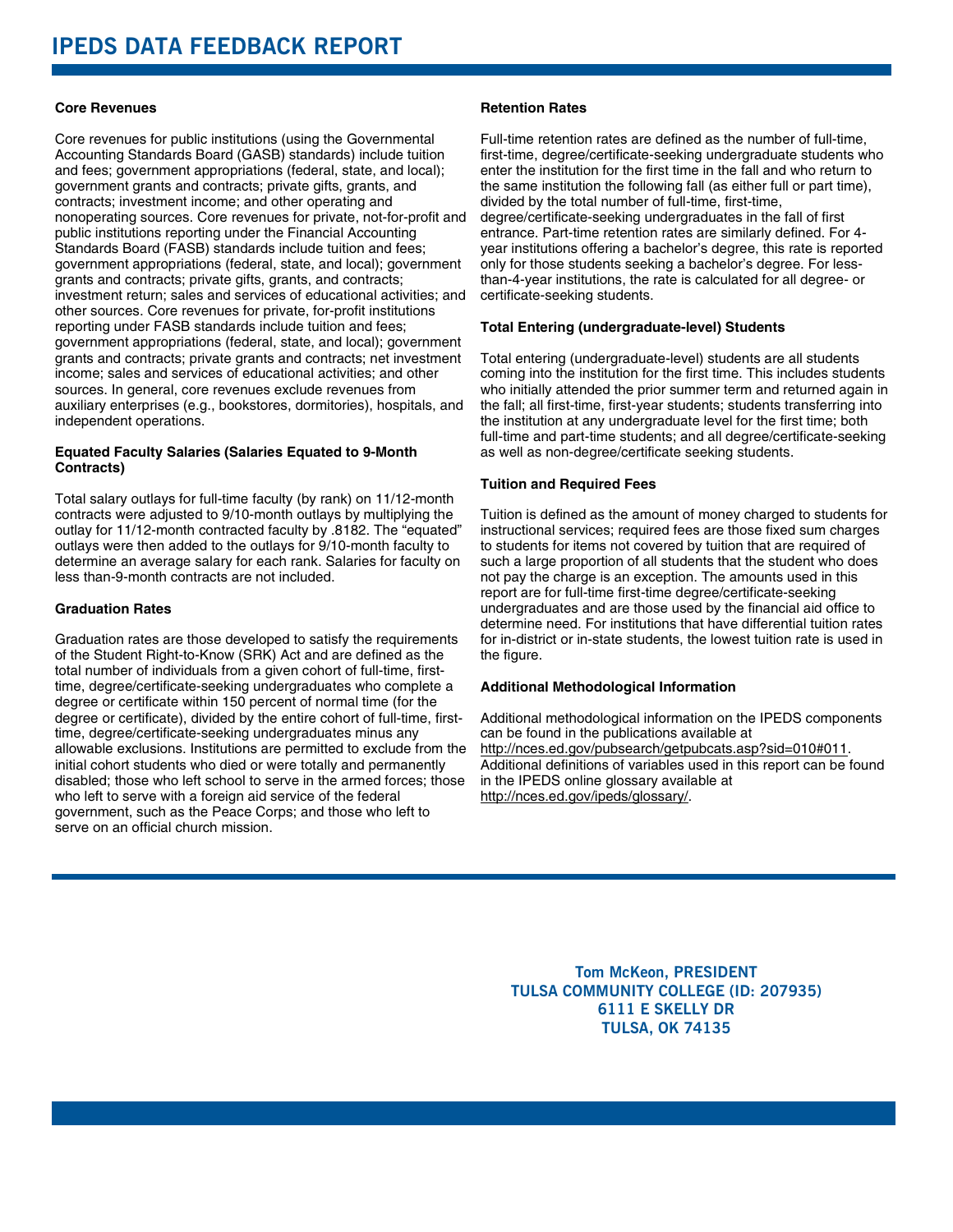### Core Revenues

Core revenues for public institutions (using the Governmental Accounting Standards Board (GASB) standards) include tuition and fees; government appropriations (federal, state, and local); government grants and contracts; private gifts, grants, and contracts; investment income; and other operating and nonoperating sources. Core revenues for private, not-for-profit and public institutions reporting under the Financial Accounting Standards Board (FASB) standards include tuition and fees; government appropriations (federal, state, and local); government grants and contracts; private gifts, grants, and contracts; investment return; sales and services of educational activities; and other sources. Core revenues for private, for-profit institutions reporting under FASB standards include tuition and fees; government appropriations (federal, state, and local); government grants and contracts; private grants and contracts; net investment income; sales and services of educational activities; and other sources. In general, core revenues exclude revenues from auxiliary enterprises (e.g., bookstores, dormitories), hospitals, and independent operations.

### Equated Faculty Salaries (Salaries Equated to 9-Month Contracts)

Total salary outlays for full-time faculty (by rank) on 11/12-month contracts were adjusted to 9/10-month outlays by multiplying the outlay for 11/12-month contracted faculty by .8182. The "equated" outlays were then added to the outlays for 9/10-month faculty to determine an average salary for each rank. Salaries for faculty on less than-9-month contracts are not included.

### Graduation Rates

Graduation rates are those developed to satisfy the requirements of the Student Right-to-Know (SRK) Act and are defined as the total number of individuals from a given cohort of full-time, first-time, degree/certificate-seeking undergraduates who complete a degree or certificate within 150 percent of normal time (for the degree or certificate), divided by the entire cohort of full-time, first-time, degree/certificate-seeking undergraduates minus any allowable exclusions. Institutions are permitted to exclude from the initial cohort students who died or were totally and permanently disabled; those who left school to serve in the armed forces; those who left to serve with a foreign aid service of the federal government, such as the Peace Corps; and those who left to serve on an official church mission.

### Retention Rates

Full-time retention rates are defined as the number of full-time, first-time, degree/certificate-seeking undergraduate students who enter the institution for the first time in the fall and who return to the same institution the following fall (as either full or part time), divided by the total number of full-time, first-time, degree/certificate-seeking undergraduates in the fall of first entrance. Part-time retention rates are similarly defined. For 4-year institutions offering a bachelor's degree, this rate is reported only for those students seeking a bachelor's degree. For less-than-4-year institutions, the rate is calculated for all degree- or certificate-seeking students.

### Total Entering (undergraduate-level) Students

Total entering (undergraduate-level) students are all students coming into the institution for the first time. This includes students who initially attended the prior summer term and returned again in the fall; all first-time, first-year students; students transferring into the institution at any undergraduate level for the first time; both full-time and part-time students; and all degree/certificate-seeking as well as non-degree/certificate seeking students.

### Tuition and Required Fees

Tuition is defined as the amount of money charged to students for instructional services; required fees are those fixed sum charges to students for items not covered by tuition that are required of such a large proportion of all students that the student who does not pay the charge is an exception. The amounts used in this report are for full-time first-time degree/certificate-seeking undergraduates and are those used by the financial aid office to determine need. For institutions that have differential tuition rates for in-district or in-state students, the lowest tuition rate is used in the figure.

### Additional Methodological Information

Additional methodological information on the IPEDS components can be found in the publications available at http://nces.ed.gov/pubsearch/getpubcats.asp?sid=010#011. Additional definitions of variables used in this report can be found in the IPEDS online glossary available at http://nces.ed.gov/ipeds/glossary/.

**Tom McKeon, PRESIDENT**
**TULSA COMMUNITY COLLEGE (ID: 207935)**
**6111 E SKELLY DR**
**TULSA, OK 74135**